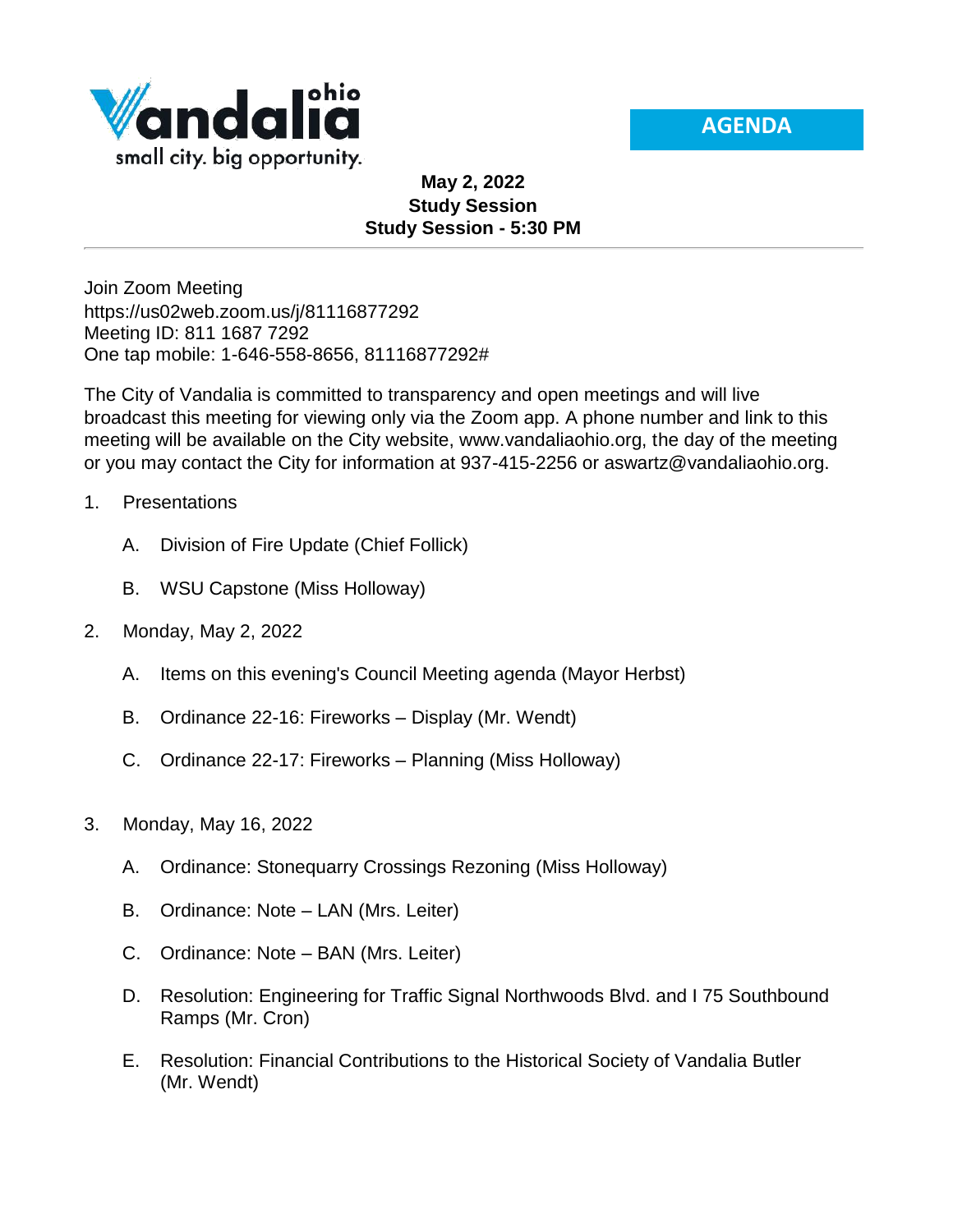Vandalia ohio

small city. big opportunity.

**AGENDA**

**May 2, 2022**
**Study Session**
**Study Session - 5:30 PM**

---

Join Zoom Meeting
https://us02web.zoom.us/j/81116877292
Meeting ID: 811 1687 7292
One tap mobile: 1-646-558-8656, 81116877292#

The City of Vandalia is committed to transparency and open meetings and will live broadcast this meeting for viewing only via the Zoom app. A phone number and link to this meeting will be available on the City website, www.vandaliaohio.org, the day of the meeting or you may contact the City for information at 937-415-2256 or aswartz@vandaliaohio.org.

1. Presentations
   - A. Division of Fire Update (Chief Follick)
   - B. WSU Capstone (Miss Holloway)
2. Monday, May 2, 2022
   - A. Items on this evening's Council Meeting agenda (Mayor Herbst)
   - B. Ordinance 22-16: Fireworks – Display (Mr. Wendt)
   - C. Ordinance 22-17: Fireworks – Planning (Miss Holloway)
3. Monday, May 16, 2022
   - A. Ordinance: Stonequarry Crossings Rezoning (Miss Holloway)
   - B. Ordinance: Note – LAN (Mrs. Leiter)
   - C. Ordinance: Note – BAN (Mrs. Leiter)
   - D. Resolution: Engineering for Traffic Signal Northwoods Blvd. and I 75 Southbound Ramps (Mr. Cron)
   - E. Resolution: Financial Contributions to the Historical Society of Vandalia Butler (Mr. Wendt)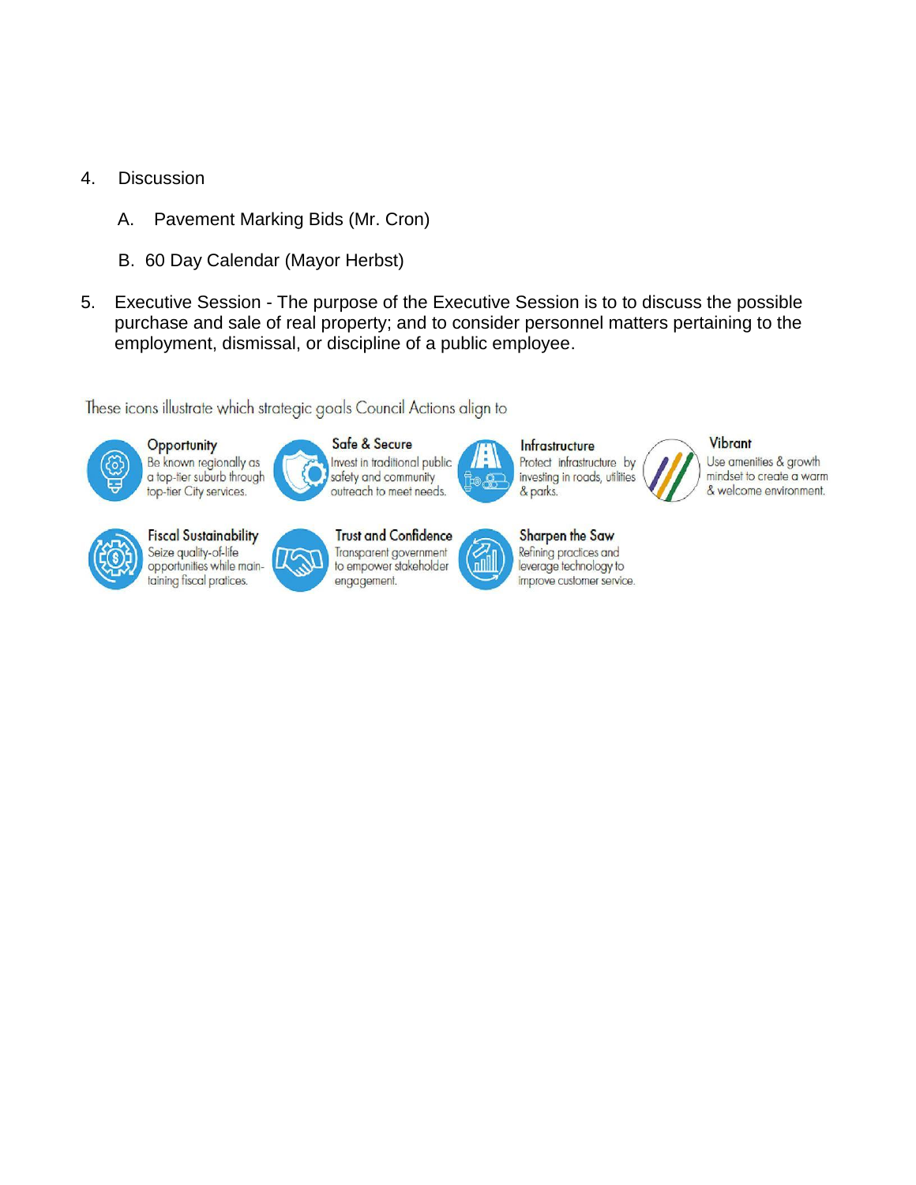4. Discussion

   A. Pavement Marking Bids (Mr. Cron)

   B. 60 Day Calendar (Mayor Herbst)

5. Executive Session - The purpose of the Executive Session is to to discuss the possible purchase and sale of real property; and to consider personnel matters pertaining to the employment, dismissal, or discipline of a public employee.

These icons illustrate which strategic goals Council Actions align to

**Opportunity**
Be known regionally as a top-tier suburb through top-tier City services.

**Safe & Secure**
Invest in traditional public safety and community outreach to meet needs.

**Infrastructure**
Protect infrastructure by investing in roads, utilities & parks.

**Vibrant**
Use amenities & growth mindset to create a warm & welcome environment.

**Fiscal Sustainability**
Seize quality-of-life opportunities while maintaining fiscal pratices.

**Trust and Confidence**
Transparent government to empower stakeholder engagement.

**Sharpen the Saw**
Refining practices and leverage technology to improve customer service.